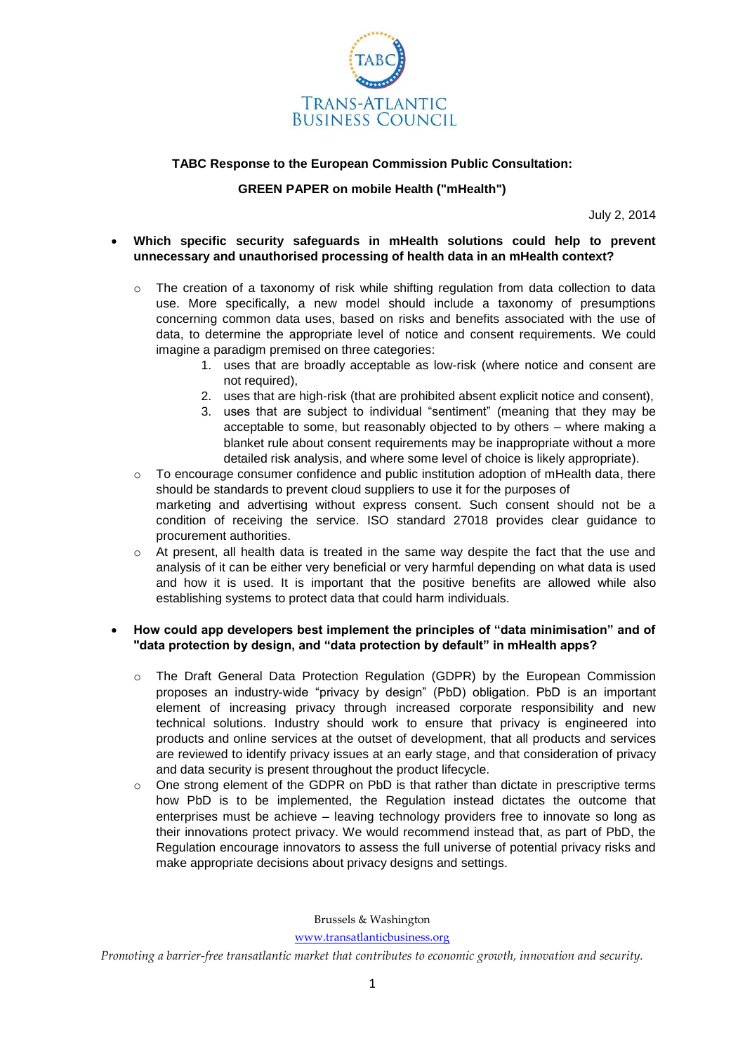**TABC Response to the European Commission Public Consultation:**

**GREEN PAPER on mobile Health ("mHealth")**

July 2, 2014

- **Which specific security safeguards in mHealth solutions could help to prevent unnecessary and unauthorised processing of health data in an mHealth context?**
  - The creation of a taxonomy of risk while shifting regulation from data collection to data use. More specifically, a new model should include a taxonomy of presumptions concerning common data uses, based on risks and benefits associated with the use of data, to determine the appropriate level of notice and consent requirements. We could imagine a paradigm premised on three categories:
    1. uses that are broadly acceptable as low-risk (where notice and consent are not required),
    2. uses that are high-risk (that are prohibited absent explicit notice and consent),
    3. uses that are subject to individual "sentiment" (meaning that they may be acceptable to some, but reasonably objected to by others – where making a blanket rule about consent requirements may be inappropriate without a more detailed risk analysis, and where some level of choice is likely appropriate).
  - To encourage consumer confidence and public institution adoption of mHealth data, there should be standards to prevent cloud suppliers to use it for the purposes of marketing and advertising without express consent. Such consent should not be a condition of receiving the service. ISO standard 27018 provides clear guidance to procurement authorities.
  - At present, all health data is treated in the same way despite the fact that the use and analysis of it can be either very beneficial or very harmful depending on what data is used and how it is used. It is important that the positive benefits are allowed while also establishing systems to protect data that could harm individuals.

- **How could app developers best implement the principles of "data minimisation" and of "data protection by design, and "data protection by default" in mHealth apps?**
  - The Draft General Data Protection Regulation (GDPR) by the European Commission proposes an industry-wide "privacy by design" (PbD) obligation. PbD is an important element of increasing privacy through increased corporate responsibility and new technical solutions. Industry should work to ensure that privacy is engineered into products and online services at the outset of development, that all products and services are reviewed to identify privacy issues at an early stage, and that consideration of privacy and data security is present throughout the product lifecycle.
  - One strong element of the GDPR on PbD is that rather than dictate in prescriptive terms how PbD is to be implemented, the Regulation instead dictates the outcome that enterprises must be achieve – leaving technology providers free to innovate so long as their innovations protect privacy. We would recommend instead that, as part of PbD, the Regulation encourage innovators to assess the full universe of potential privacy risks and make appropriate decisions about privacy designs and settings.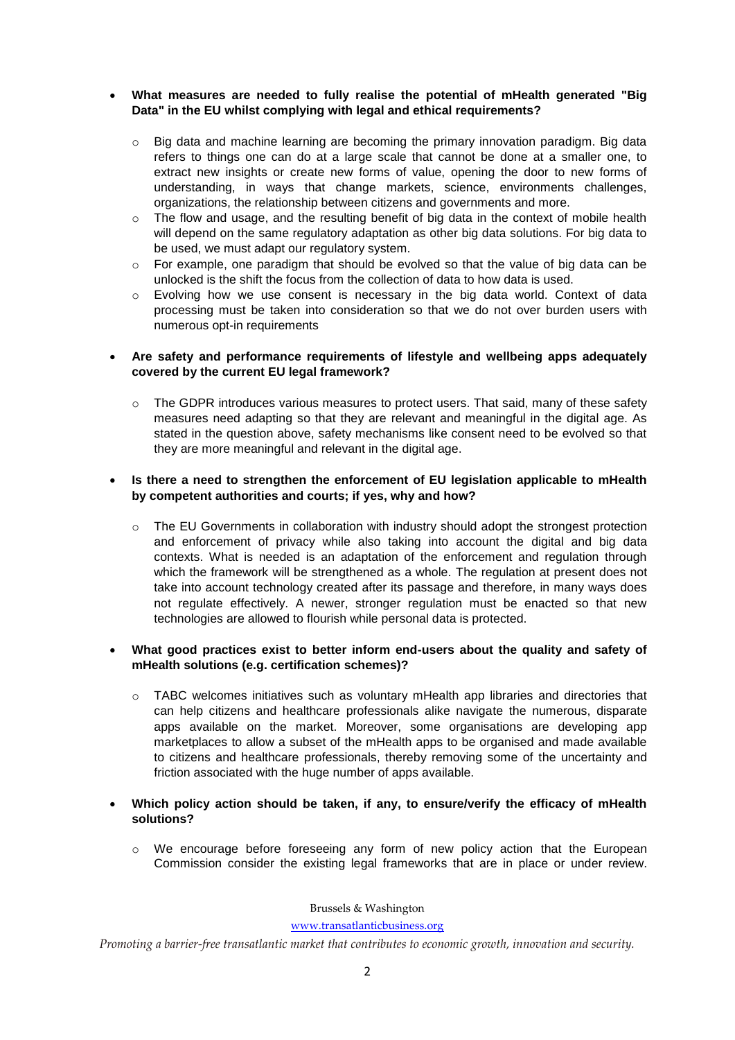- **What measures are needed to fully realise the potential of mHealth generated "Big Data" in the EU whilst complying with legal and ethical requirements?**
    - Big data and machine learning are becoming the primary innovation paradigm. Big data refers to things one can do at a large scale that cannot be done at a smaller one, to extract new insights or create new forms of value, opening the door to new forms of understanding, in ways that change markets, science, environments challenges, organizations, the relationship between citizens and governments and more.
    - The flow and usage, and the resulting benefit of big data in the context of mobile health will depend on the same regulatory adaptation as other big data solutions. For big data to be used, we must adapt our regulatory system.
    - For example, one paradigm that should be evolved so that the value of big data can be unlocked is the shift the focus from the collection of data to how data is used.
    - Evolving how we use consent is necessary in the big data world. Context of data processing must be taken into consideration so that we do not over burden users with numerous opt-in requirements

- **Are safety and performance requirements of lifestyle and wellbeing apps adequately covered by the current EU legal framework?**
    - The GDPR introduces various measures to protect users. That said, many of these safety measures need adapting so that they are relevant and meaningful in the digital age. As stated in the question above, safety mechanisms like consent need to be evolved so that they are more meaningful and relevant in the digital age.

- **Is there a need to strengthen the enforcement of EU legislation applicable to mHealth by competent authorities and courts; if yes, why and how?**
    - The EU Governments in collaboration with industry should adopt the strongest protection and enforcement of privacy while also taking into account the digital and big data contexts. What is needed is an adaptation of the enforcement and regulation through which the framework will be strengthened as a whole. The regulation at present does not take into account technology created after its passage and therefore, in many ways does not regulate effectively. A newer, stronger regulation must be enacted so that new technologies are allowed to flourish while personal data is protected.

- **What good practices exist to better inform end-users about the quality and safety of mHealth solutions (e.g. certification schemes)?**
    - TABC welcomes initiatives such as voluntary mHealth app libraries and directories that can help citizens and healthcare professionals alike navigate the numerous, disparate apps available on the market. Moreover, some organisations are developing app marketplaces to allow a subset of the mHealth apps to be organised and made available to citizens and healthcare professionals, thereby removing some of the uncertainty and friction associated with the huge number of apps available.

- **Which policy action should be taken, if any, to ensure/verify the efficacy of mHealth solutions?**
    - We encourage before foreseeing any form of new policy action that the European Commission consider the existing legal frameworks that are in place or under review.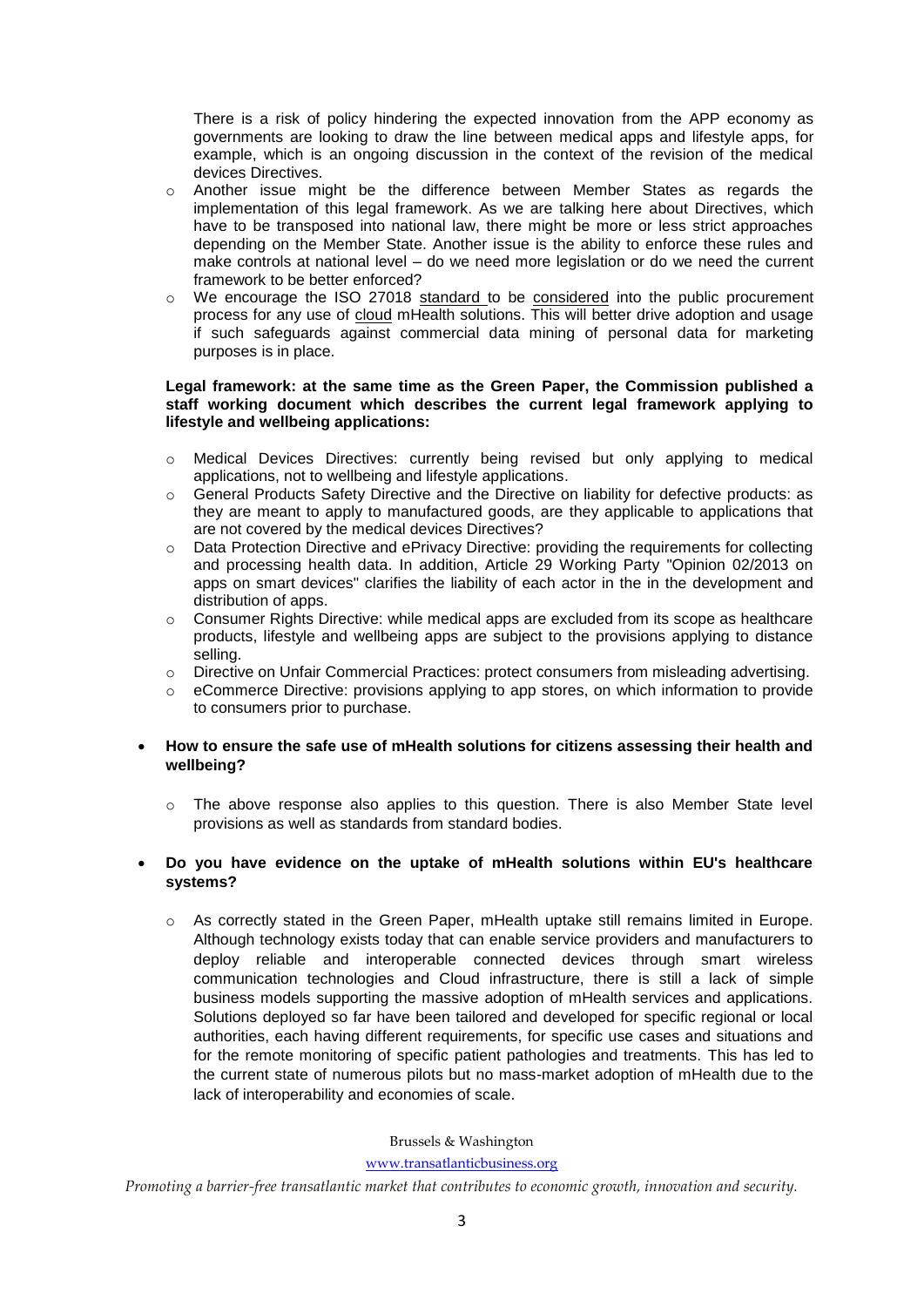There is a risk of policy hindering the expected innovation from the APP economy as governments are looking to draw the line between medical apps and lifestyle apps, for example, which is an ongoing discussion in the context of the revision of the medical devices Directives.

- Another issue might be the difference between Member States as regards the implementation of this legal framework. As we are talking here about Directives, which have to be transposed into national law, there might be more or less strict approaches depending on the Member State. Another issue is the ability to enforce these rules and make controls at national level – do we need more legislation or do we need the current framework to be better enforced?
- We encourage the ISO 27018 standard to be considered into the public procurement process for any use of cloud mHealth solutions. This will better drive adoption and usage if such safeguards against commercial data mining of personal data for marketing purposes is in place.

**Legal framework: at the same time as the Green Paper, the Commission published a staff working document which describes the current legal framework applying to lifestyle and wellbeing applications:**

- Medical Devices Directives: currently being revised but only applying to medical applications, not to wellbeing and lifestyle applications.
- General Products Safety Directive and the Directive on liability for defective products: as they are meant to apply to manufactured goods, are they applicable to applications that are not covered by the medical devices Directives?
- Data Protection Directive and ePrivacy Directive: providing the requirements for collecting and processing health data. In addition, Article 29 Working Party "Opinion 02/2013 on apps on smart devices" clarifies the liability of each actor in the in the development and distribution of apps.
- Consumer Rights Directive: while medical apps are excluded from its scope as healthcare products, lifestyle and wellbeing apps are subject to the provisions applying to distance selling.
- Directive on Unfair Commercial Practices: protect consumers from misleading advertising.
- eCommerce Directive: provisions applying to app stores, on which information to provide to consumers prior to purchase.

- **How to ensure the safe use of mHealth solutions for citizens assessing their health and wellbeing?**
  - The above response also applies to this question. There is also Member State level provisions as well as standards from standard bodies.

- **Do you have evidence on the uptake of mHealth solutions within EU's healthcare systems?**
  - As correctly stated in the Green Paper, mHealth uptake still remains limited in Europe. Although technology exists today that can enable service providers and manufacturers to deploy reliable and interoperable connected devices through smart wireless communication technologies and Cloud infrastructure, there is still a lack of simple business models supporting the massive adoption of mHealth services and applications. Solutions deployed so far have been tailored and developed for specific regional or local authorities, each having different requirements, for specific use cases and situations and for the remote monitoring of specific patient pathologies and treatments. This has led to the current state of numerous pilots but no mass-market adoption of mHealth due to the lack of interoperability and economies of scale.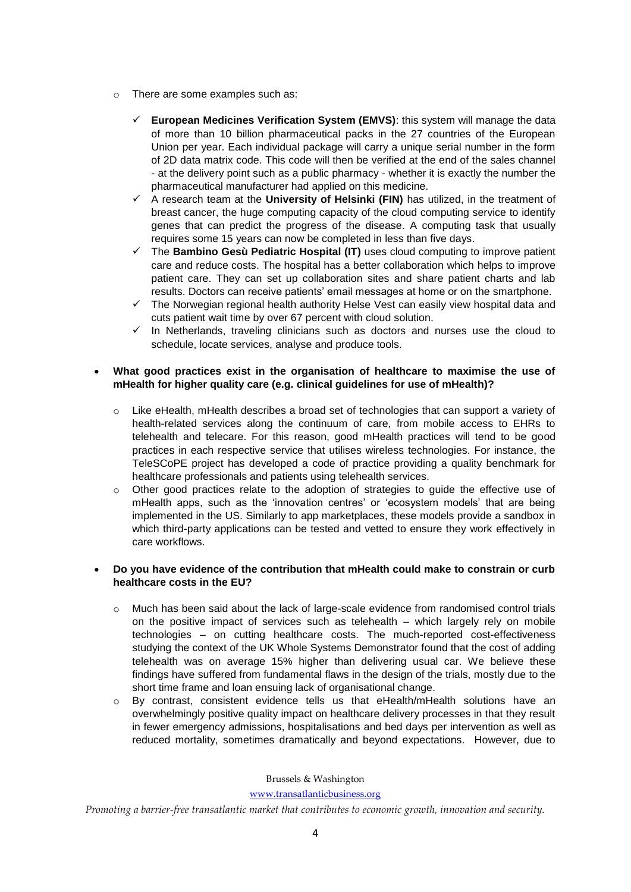- There are some examples such as:
  - ✓ **European Medicines Verification System (EMVS)**: this system will manage the data of more than 10 billion pharmaceutical packs in the 27 countries of the European Union per year. Each individual package will carry a unique serial number in the form of 2D data matrix code. This code will then be verified at the end of the sales channel - at the delivery point such as a public pharmacy - whether it is exactly the number the pharmaceutical manufacturer had applied on this medicine.
  - ✓ A research team at the **University of Helsinki (FIN)** has utilized, in the treatment of breast cancer, the huge computing capacity of the cloud computing service to identify genes that can predict the progress of the disease. A computing task that usually requires some 15 years can now be completed in less than five days.
  - ✓ The **Bambino Gesù Pediatric Hospital (IT)** uses cloud computing to improve patient care and reduce costs. The hospital has a better collaboration which helps to improve patient care. They can set up collaboration sites and share patient charts and lab results. Doctors can receive patients' email messages at home or on the smartphone.
  - ✓ The Norwegian regional health authority Helse Vest can easily view hospital data and cuts patient wait time by over 67 percent with cloud solution.
  - ✓ In Netherlands, traveling clinicians such as doctors and nurses use the cloud to schedule, locate services, analyse and produce tools.

- **What good practices exist in the organisation of healthcare to maximise the use of mHealth for higher quality care (e.g. clinical guidelines for use of mHealth)?**
  - Like eHealth, mHealth describes a broad set of technologies that can support a variety of health-related services along the continuum of care, from mobile access to EHRs to telehealth and telecare. For this reason, good mHealth practices will tend to be good practices in each respective service that utilises wireless technologies. For instance, the TeleSCoPE project has developed a code of practice providing a quality benchmark for healthcare professionals and patients using telehealth services.
  - Other good practices relate to the adoption of strategies to guide the effective use of mHealth apps, such as the 'innovation centres' or 'ecosystem models' that are being implemented in the US. Similarly to app marketplaces, these models provide a sandbox in which third-party applications can be tested and vetted to ensure they work effectively in care workflows.

- **Do you have evidence of the contribution that mHealth could make to constrain or curb healthcare costs in the EU?**
  - Much has been said about the lack of large-scale evidence from randomised control trials on the positive impact of services such as telehealth – which largely rely on mobile technologies – on cutting healthcare costs. The much-reported cost-effectiveness studying the context of the UK Whole Systems Demonstrator found that the cost of adding telehealth was on average 15% higher than delivering usual car. We believe these findings have suffered from fundamental flaws in the design of the trials, mostly due to the short time frame and loan ensuing lack of organisational change.
  - By contrast, consistent evidence tells us that eHealth/mHealth solutions have an overwhelmingly positive quality impact on healthcare delivery processes in that they result in fewer emergency admissions, hospitalisations and bed days per intervention as well as reduced mortality, sometimes dramatically and beyond expectations. However, due to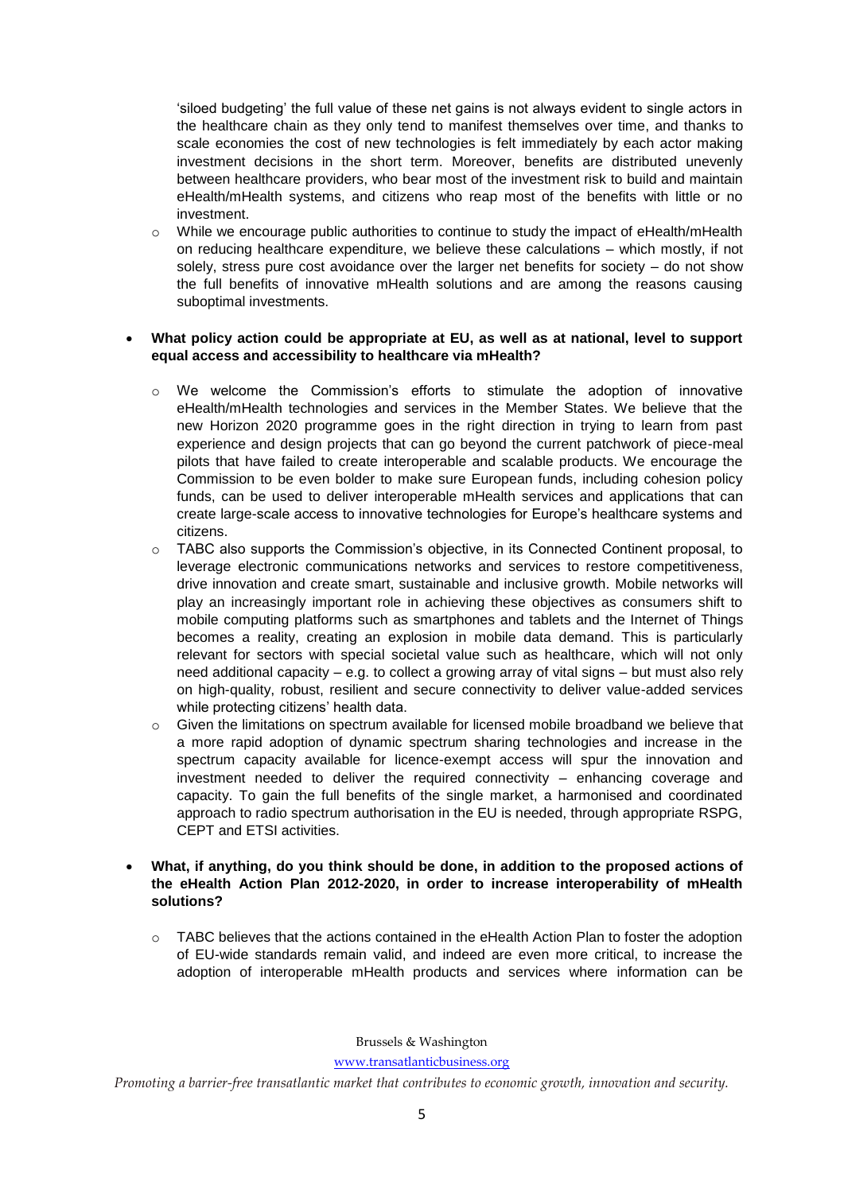'siloed budgeting' the full value of these net gains is not always evident to single actors in the healthcare chain as they only tend to manifest themselves over time, and thanks to scale economies the cost of new technologies is felt immediately by each actor making investment decisions in the short term. Moreover, benefits are distributed unevenly between healthcare providers, who bear most of the investment risk to build and maintain eHealth/mHealth systems, and citizens who reap most of the benefits with little or no investment.

- While we encourage public authorities to continue to study the impact of eHealth/mHealth on reducing healthcare expenditure, we believe these calculations – which mostly, if not solely, stress pure cost avoidance over the larger net benefits for society – do not show the full benefits of innovative mHealth solutions and are among the reasons causing suboptimal investments.

- **What policy action could be appropriate at EU, as well as at national, level to support equal access and accessibility to healthcare via mHealth?**

  - We welcome the Commission's efforts to stimulate the adoption of innovative eHealth/mHealth technologies and services in the Member States. We believe that the new Horizon 2020 programme goes in the right direction in trying to learn from past experience and design projects that can go beyond the current patchwork of piece-meal pilots that have failed to create interoperable and scalable products. We encourage the Commission to be even bolder to make sure European funds, including cohesion policy funds, can be used to deliver interoperable mHealth services and applications that can create large-scale access to innovative technologies for Europe's healthcare systems and citizens.
  - TABC also supports the Commission's objective, in its Connected Continent proposal, to leverage electronic communications networks and services to restore competitiveness, drive innovation and create smart, sustainable and inclusive growth. Mobile networks will play an increasingly important role in achieving these objectives as consumers shift to mobile computing platforms such as smartphones and tablets and the Internet of Things becomes a reality, creating an explosion in mobile data demand. This is particularly relevant for sectors with special societal value such as healthcare, which will not only need additional capacity – e.g. to collect a growing array of vital signs – but must also rely on high-quality, robust, resilient and secure connectivity to deliver value-added services while protecting citizens' health data.
  - Given the limitations on spectrum available for licensed mobile broadband we believe that a more rapid adoption of dynamic spectrum sharing technologies and increase in the spectrum capacity available for licence-exempt access will spur the innovation and investment needed to deliver the required connectivity – enhancing coverage and capacity. To gain the full benefits of the single market, a harmonised and coordinated approach to radio spectrum authorisation in the EU is needed, through appropriate RSPG, CEPT and ETSI activities.

- **What, if anything, do you think should be done, in addition to the proposed actions of the eHealth Action Plan 2012-2020, in order to increase interoperability of mHealth solutions?**

  - TABC believes that the actions contained in the eHealth Action Plan to foster the adoption of EU-wide standards remain valid, and indeed are even more critical, to increase the adoption of interoperable mHealth products and services where information can be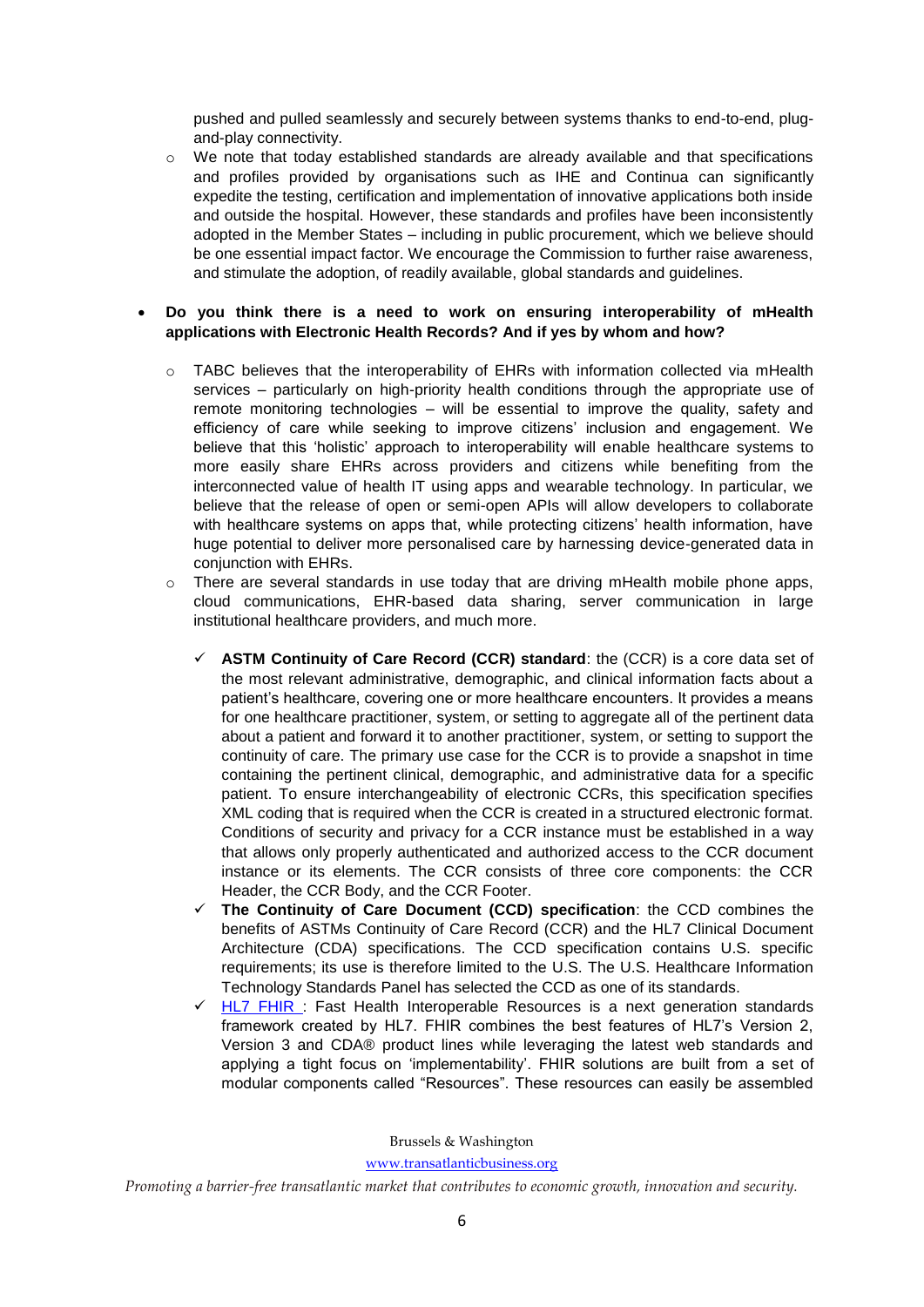pushed and pulled seamlessly and securely between systems thanks to end-to-end, plug-and-play connectivity.

- We note that today established standards are already available and that specifications and profiles provided by organisations such as IHE and Continua can significantly expedite the testing, certification and implementation of innovative applications both inside and outside the hospital. However, these standards and profiles have been inconsistently adopted in the Member States – including in public procurement, which we believe should be one essential impact factor. We encourage the Commission to further raise awareness, and stimulate the adoption, of readily available, global standards and guidelines.

- **Do you think there is a need to work on ensuring interoperability of mHealth applications with Electronic Health Records? And if yes by whom and how?**

  - TABC believes that the interoperability of EHRs with information collected via mHealth services – particularly on high-priority health conditions through the appropriate use of remote monitoring technologies – will be essential to improve the quality, safety and efficiency of care while seeking to improve citizens' inclusion and engagement. We believe that this 'holistic' approach to interoperability will enable healthcare systems to more easily share EHRs across providers and citizens while benefiting from the interconnected value of health IT using apps and wearable technology. In particular, we believe that the release of open or semi-open APIs will allow developers to collaborate with healthcare systems on apps that, while protecting citizens' health information, have huge potential to deliver more personalised care by harnessing device-generated data in conjunction with EHRs.
  - There are several standards in use today that are driving mHealth mobile phone apps, cloud communications, EHR-based data sharing, server communication in large institutional healthcare providers, and much more.

    - ✓ **ASTM Continuity of Care Record (CCR) standard**: the (CCR) is a core data set of the most relevant administrative, demographic, and clinical information facts about a patient's healthcare, covering one or more healthcare encounters. It provides a means for one healthcare practitioner, system, or setting to aggregate all of the pertinent data about a patient and forward it to another practitioner, system, or setting to support the continuity of care. The primary use case for the CCR is to provide a snapshot in time containing the pertinent clinical, demographic, and administrative data for a specific patient. To ensure interchangeability of electronic CCRs, this specification specifies XML coding that is required when the CCR is created in a structured electronic format. Conditions of security and privacy for a CCR instance must be established in a way that allows only properly authenticated and authorized access to the CCR document instance or its elements. The CCR consists of three core components: the CCR Header, the CCR Body, and the CCR Footer.
    - ✓ **The Continuity of Care Document (CCD) specification**: the CCD combines the benefits of ASTMs Continuity of Care Record (CCR) and the HL7 Clinical Document Architecture (CDA) specifications. The CCD specification contains U.S. specific requirements; its use is therefore limited to the U.S. The U.S. Healthcare Information Technology Standards Panel has selected the CCD as one of its standards.
    - ✓ HL7 FHIR : Fast Health Interoperable Resources is a next generation standards framework created by HL7. FHIR combines the best features of HL7's Version 2, Version 3 and CDA® product lines while leveraging the latest web standards and applying a tight focus on 'implementability'. FHIR solutions are built from a set of modular components called "Resources". These resources can easily be assembled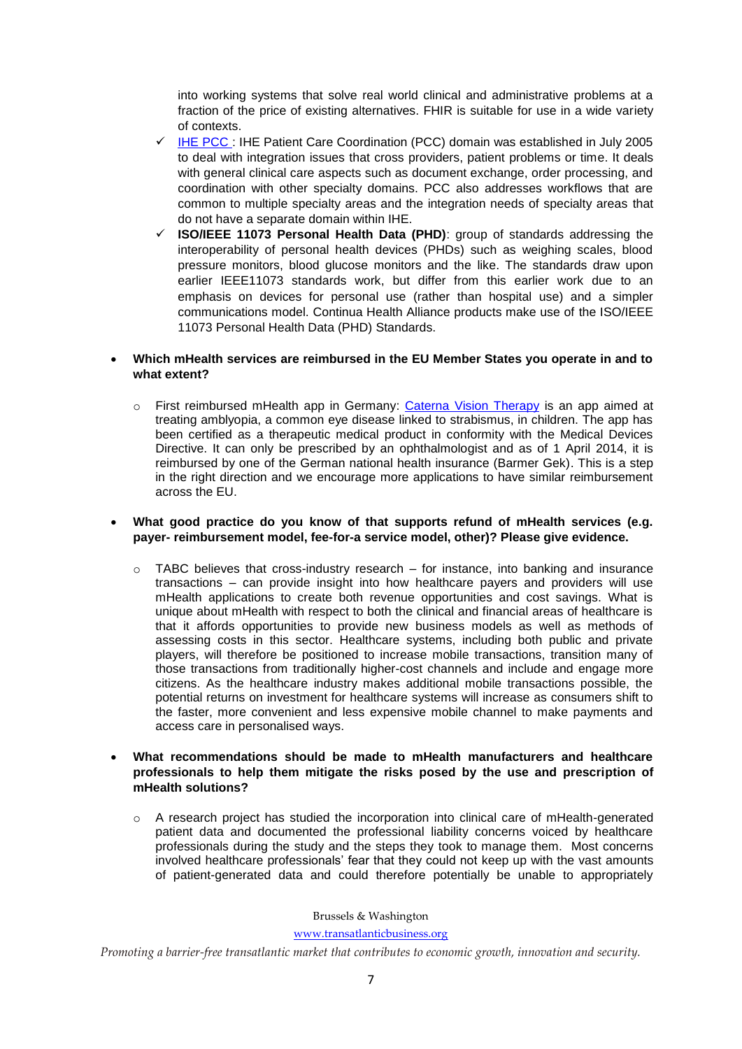into working systems that solve real world clinical and administrative problems at a fraction of the price of existing alternatives. FHIR is suitable for use in a wide variety of contexts.

- ✓ [IHE PCC](#) : IHE Patient Care Coordination (PCC) domain was established in July 2005 to deal with integration issues that cross providers, patient problems or time. It deals with general clinical care aspects such as document exchange, order processing, and coordination with other specialty domains. PCC also addresses workflows that are common to multiple specialty areas and the integration needs of specialty areas that do not have a separate domain within IHE.
- ✓ **ISO/IEEE 11073 Personal Health Data (PHD)**: group of standards addressing the interoperability of personal health devices (PHDs) such as weighing scales, blood pressure monitors, blood glucose monitors and the like. The standards draw upon earlier IEEE11073 standards work, but differ from this earlier work due to an emphasis on devices for personal use (rather than hospital use) and a simpler communications model. Continua Health Alliance products make use of the ISO/IEEE 11073 Personal Health Data (PHD) Standards.

- **Which mHealth services are reimbursed in the EU Member States you operate in and to what extent?**

  - First reimbursed mHealth app in Germany: [Caterna Vision Therapy](#) is an app aimed at treating amblyopia, a common eye disease linked to strabismus, in children. The app has been certified as a therapeutic medical product in conformity with the Medical Devices Directive. It can only be prescribed by an ophthalmologist and as of 1 April 2014, it is reimbursed by one of the German national health insurance (Barmer Gek). This is a step in the right direction and we encourage more applications to have similar reimbursement across the EU.

- **What good practice do you know of that supports refund of mHealth services (e.g. payer- reimbursement model, fee-for-a service model, other)? Please give evidence.**

  - TABC believes that cross-industry research – for instance, into banking and insurance transactions – can provide insight into how healthcare payers and providers will use mHealth applications to create both revenue opportunities and cost savings. What is unique about mHealth with respect to both the clinical and financial areas of healthcare is that it affords opportunities to provide new business models as well as methods of assessing costs in this sector. Healthcare systems, including both public and private players, will therefore be positioned to increase mobile transactions, transition many of those transactions from traditionally higher-cost channels and include and engage more citizens. As the healthcare industry makes additional mobile transactions possible, the potential returns on investment for healthcare systems will increase as consumers shift to the faster, more convenient and less expensive mobile channel to make payments and access care in personalised ways.

- **What recommendations should be made to mHealth manufacturers and healthcare professionals to help them mitigate the risks posed by the use and prescription of mHealth solutions?**

  - A research project has studied the incorporation into clinical care of mHealth-generated patient data and documented the professional liability concerns voiced by healthcare professionals during the study and the steps they took to manage them. Most concerns involved healthcare professionals' fear that they could not keep up with the vast amounts of patient-generated data and could therefore potentially be unable to appropriately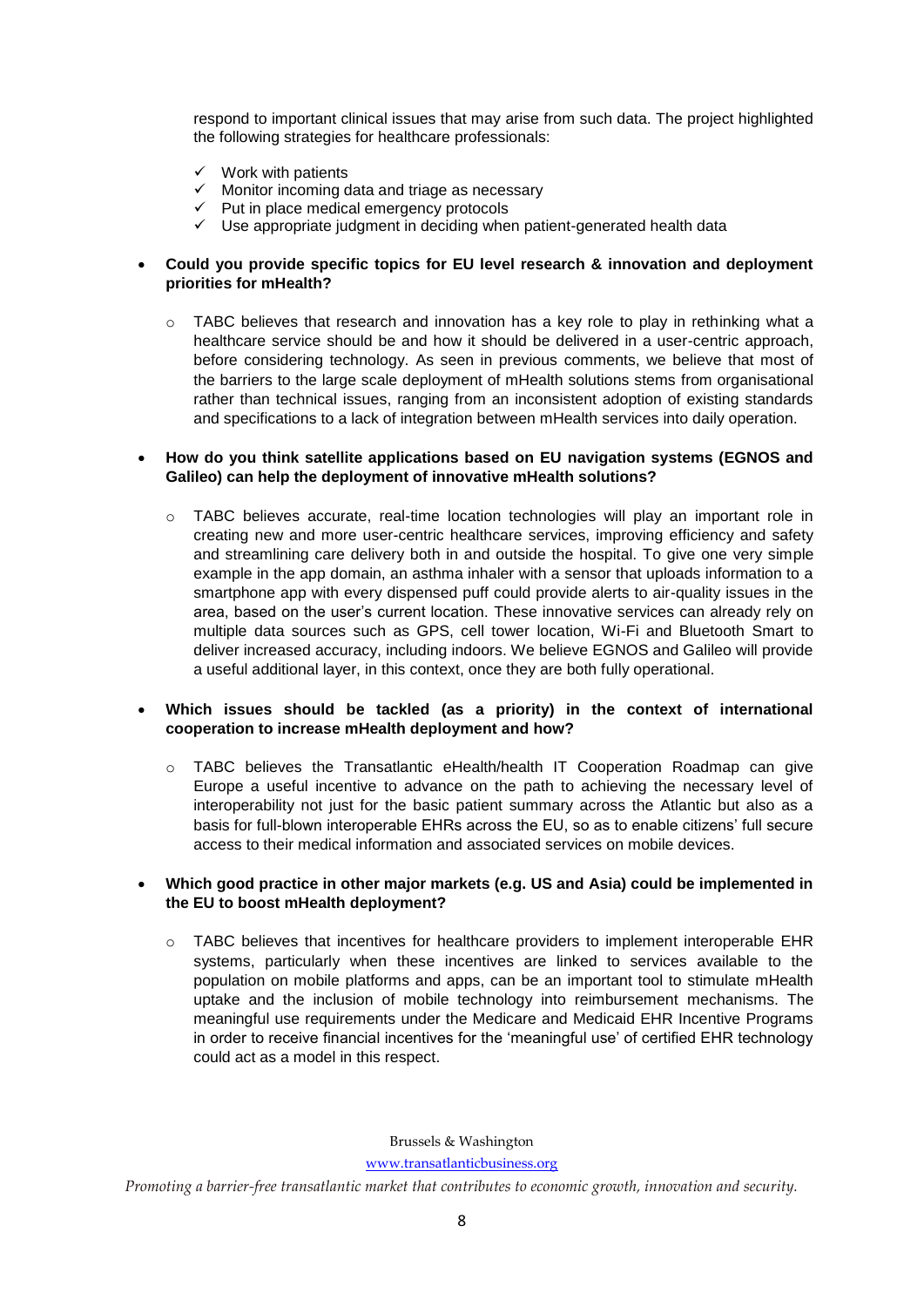respond to important clinical issues that may arise from such data. The project highlighted the following strategies for healthcare professionals:

- ✓ Work with patients
- ✓ Monitor incoming data and triage as necessary
- ✓ Put in place medical emergency protocols
- ✓ Use appropriate judgment in deciding when patient-generated health data

- **Could you provide specific topics for EU level research & innovation and deployment priorities for mHealth?**

  - TABC believes that research and innovation has a key role to play in rethinking what a healthcare service should be and how it should be delivered in a user-centric approach, before considering technology. As seen in previous comments, we believe that most of the barriers to the large scale deployment of mHealth solutions stems from organisational rather than technical issues, ranging from an inconsistent adoption of existing standards and specifications to a lack of integration between mHealth services into daily operation.

- **How do you think satellite applications based on EU navigation systems (EGNOS and Galileo) can help the deployment of innovative mHealth solutions?**

  - TABC believes accurate, real-time location technologies will play an important role in creating new and more user-centric healthcare services, improving efficiency and safety and streamlining care delivery both in and outside the hospital. To give one very simple example in the app domain, an asthma inhaler with a sensor that uploads information to a smartphone app with every dispensed puff could provide alerts to air-quality issues in the area, based on the user's current location. These innovative services can already rely on multiple data sources such as GPS, cell tower location, Wi-Fi and Bluetooth Smart to deliver increased accuracy, including indoors. We believe EGNOS and Galileo will provide a useful additional layer, in this context, once they are both fully operational.

- **Which issues should be tackled (as a priority) in the context of international cooperation to increase mHealth deployment and how?**

  - TABC believes the Transatlantic eHealth/health IT Cooperation Roadmap can give Europe a useful incentive to advance on the path to achieving the necessary level of interoperability not just for the basic patient summary across the Atlantic but also as a basis for full-blown interoperable EHRs across the EU, so as to enable citizens' full secure access to their medical information and associated services on mobile devices.

- **Which good practice in other major markets (e.g. US and Asia) could be implemented in the EU to boost mHealth deployment?**

  - TABC believes that incentives for healthcare providers to implement interoperable EHR systems, particularly when these incentives are linked to services available to the population on mobile platforms and apps, can be an important tool to stimulate mHealth uptake and the inclusion of mobile technology into reimbursement mechanisms. The meaningful use requirements under the Medicare and Medicaid EHR Incentive Programs in order to receive financial incentives for the 'meaningful use' of certified EHR technology could act as a model in this respect.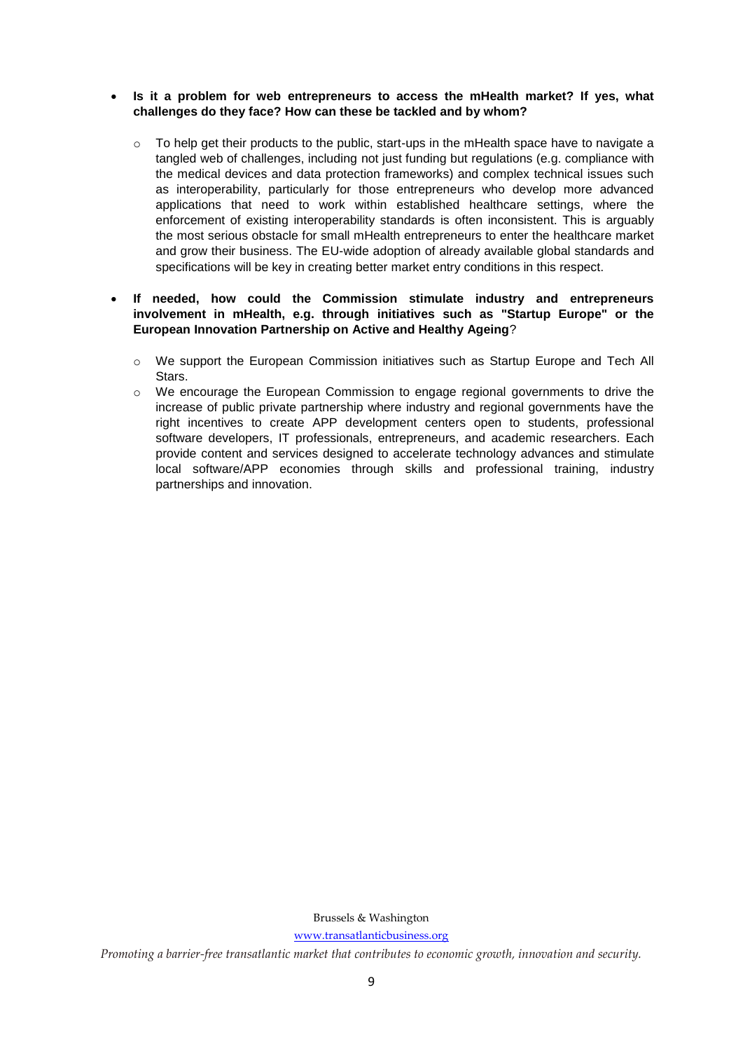- **Is it a problem for web entrepreneurs to access the mHealth market? If yes, what challenges do they face? How can these be tackled and by whom?**

  - To help get their products to the public, start-ups in the mHealth space have to navigate a tangled web of challenges, including not just funding but regulations (e.g. compliance with the medical devices and data protection frameworks) and complex technical issues such as interoperability, particularly for those entrepreneurs who develop more advanced applications that need to work within established healthcare settings, where the enforcement of existing interoperability standards is often inconsistent. This is arguably the most serious obstacle for small mHealth entrepreneurs to enter the healthcare market and grow their business. The EU-wide adoption of already available global standards and specifications will be key in creating better market entry conditions in this respect.

- **If needed, how could the Commission stimulate industry and entrepreneurs involvement in mHealth, e.g. through initiatives such as "Startup Europe" or the European Innovation Partnership on Active and Healthy Ageing**?

  - We support the European Commission initiatives such as Startup Europe and Tech All Stars.
  - We encourage the European Commission to engage regional governments to drive the increase of public private partnership where industry and regional governments have the right incentives to create APP development centers open to students, professional software developers, IT professionals, entrepreneurs, and academic researchers. Each provide content and services designed to accelerate technology advances and stimulate local software/APP economies through skills and professional training, industry partnerships and innovation.